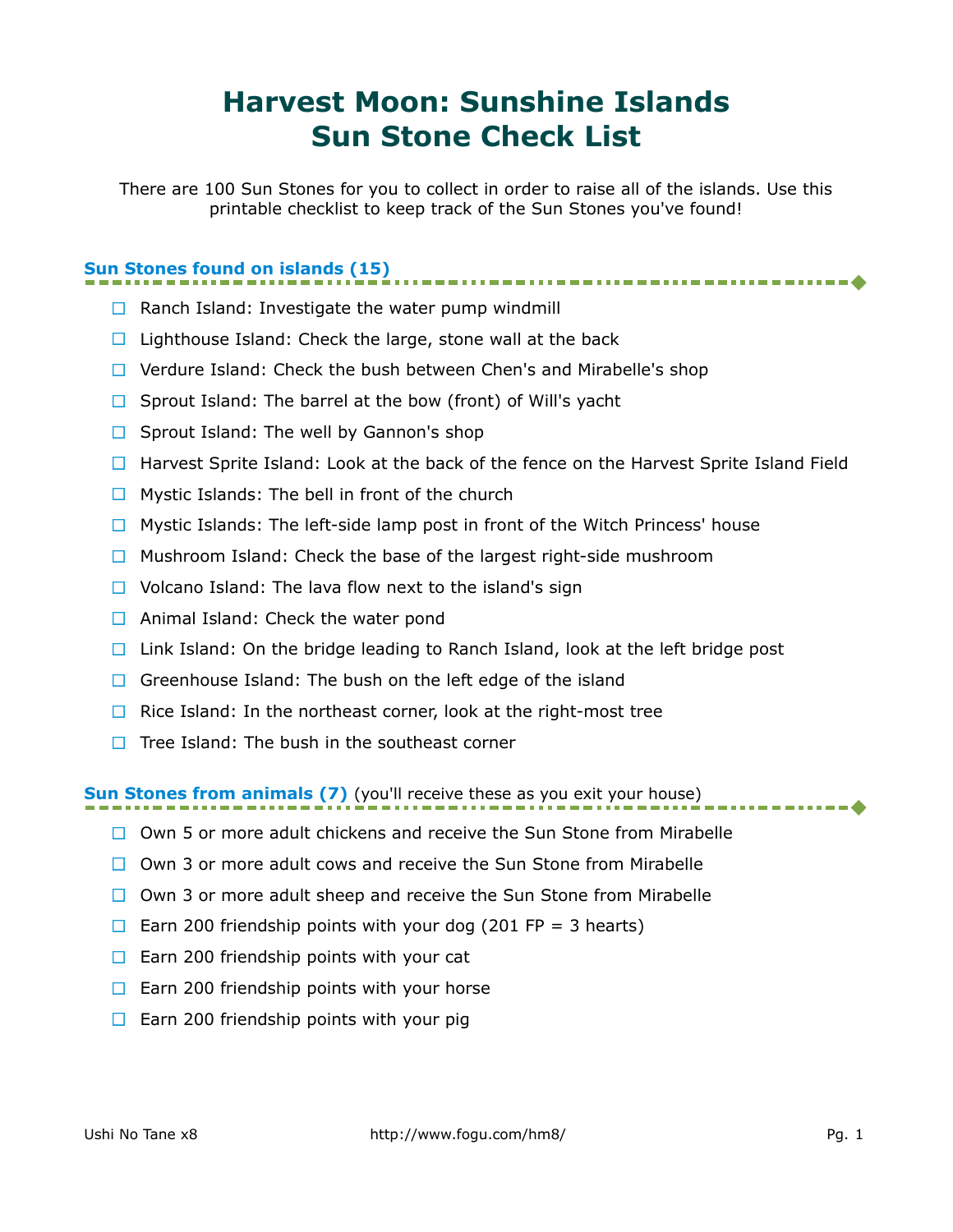# Harvest Moon: Sunshine Islands
# Sun Stone Check List

There are 100 Sun Stones for you to collect in order to raise all of the islands. Use this printable checklist to keep track of the Sun Stones you've found!

## Sun Stones found on islands (15)

- ☐ Ranch Island: Investigate the water pump windmill
- ☐ Lighthouse Island: Check the large, stone wall at the back
- ☐ Verdure Island: Check the bush between Chen's and Mirabelle's shop
- ☐ Sprout Island: The barrel at the bow (front) of Will's yacht
- ☐ Sprout Island: The well by Gannon's shop
- ☐ Harvest Sprite Island: Look at the back of the fence on the Harvest Sprite Island Field
- ☐ Mystic Islands: The bell in front of the church
- ☐ Mystic Islands: The left-side lamp post in front of the Witch Princess' house
- ☐ Mushroom Island: Check the base of the largest right-side mushroom
- ☐ Volcano Island: The lava flow next to the island's sign
- ☐ Animal Island: Check the water pond
- ☐ Link Island: On the bridge leading to Ranch Island, look at the left bridge post
- ☐ Greenhouse Island: The bush on the left edge of the island
- ☐ Rice Island: In the northeast corner, look at the right-most tree
- ☐ Tree Island: The bush in the southeast corner

## Sun Stones from animals (7) (you'll receive these as you exit your house)

- ☐ Own 5 or more adult chickens and receive the Sun Stone from Mirabelle
- ☐ Own 3 or more adult cows and receive the Sun Stone from Mirabelle
- ☐ Own 3 or more adult sheep and receive the Sun Stone from Mirabelle
- ☐ Earn 200 friendship points with your dog (201 FP = 3 hearts)
- ☐ Earn 200 friendship points with your cat
- ☐ Earn 200 friendship points with your horse
- ☐ Earn 200 friendship points with your pig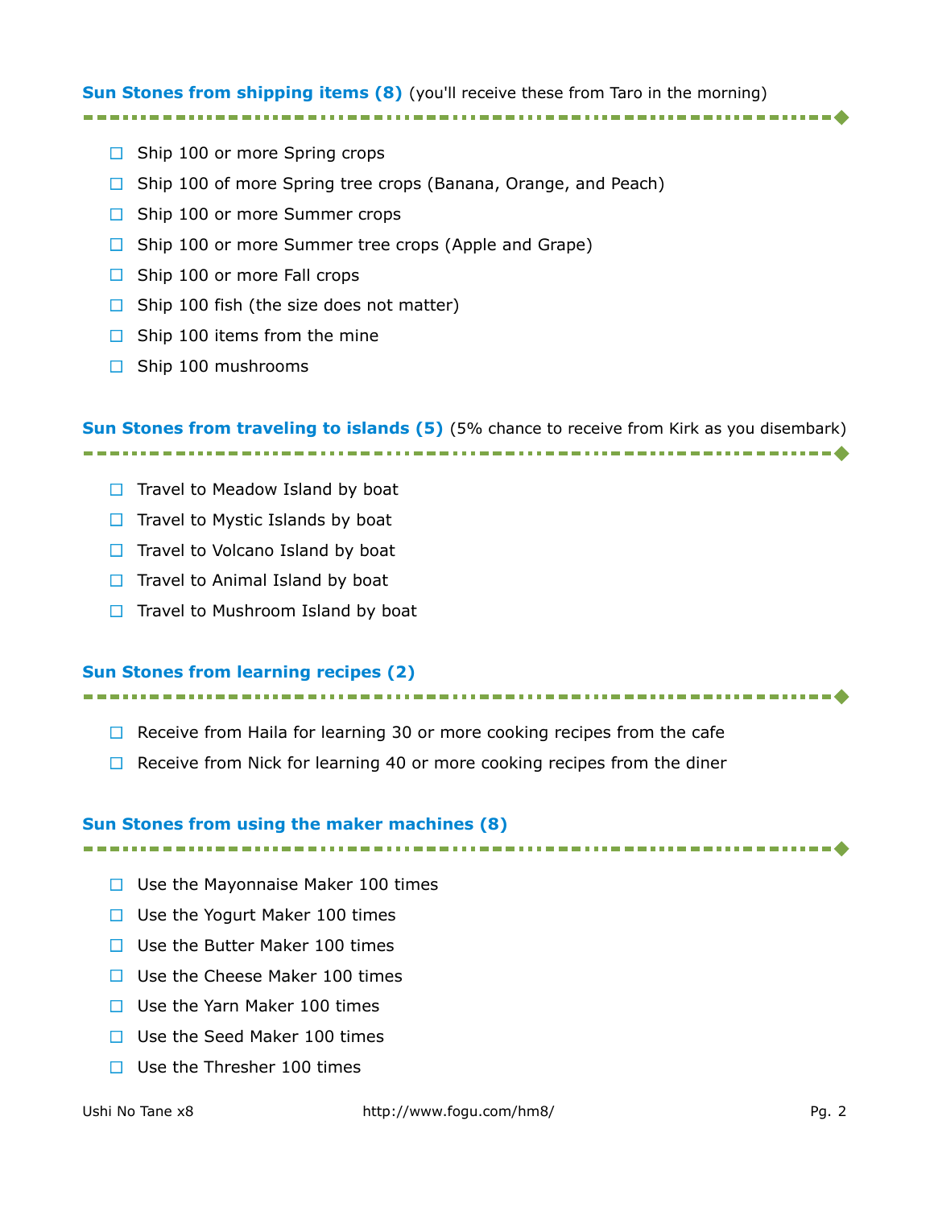### **Sun Stones from shipping items (8)** (you'll receive these from Taro in the morning)

- ☐ Ship 100 or more Spring crops
- ☐ Ship 100 of more Spring tree crops (Banana, Orange, and Peach)
- ☐ Ship 100 or more Summer crops
- ☐ Ship 100 or more Summer tree crops (Apple and Grape)
- ☐ Ship 100 or more Fall crops
- ☐ Ship 100 fish (the size does not matter)
- ☐ Ship 100 items from the mine
- ☐ Ship 100 mushrooms

### **Sun Stones from traveling to islands (5)** (5% chance to receive from Kirk as you disembark)

- ☐ Travel to Meadow Island by boat
- ☐ Travel to Mystic Islands by boat
- ☐ Travel to Volcano Island by boat
- ☐ Travel to Animal Island by boat
- ☐ Travel to Mushroom Island by boat

### **Sun Stones from learning recipes (2)**

- ☐ Receive from Haila for learning 30 or more cooking recipes from the cafe
- ☐ Receive from Nick for learning 40 or more cooking recipes from the diner

### **Sun Stones from using the maker machines (8)**

- ☐ Use the Mayonnaise Maker 100 times
- ☐ Use the Yogurt Maker 100 times
- ☐ Use the Butter Maker 100 times
- ☐ Use the Cheese Maker 100 times
- ☐ Use the Yarn Maker 100 times
- ☐ Use the Seed Maker 100 times
- ☐ Use the Thresher 100 times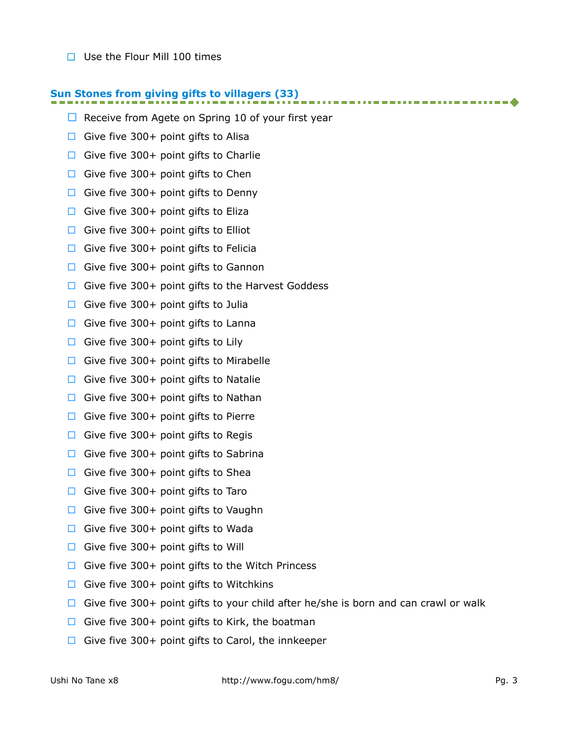- [ ] Use the Flour Mill 100 times

## Sun Stones from giving gifts to villagers (33)

- [ ] Receive from Agete on Spring 10 of your first year
- [ ] Give five 300+ point gifts to Alisa
- [ ] Give five 300+ point gifts to Charlie
- [ ] Give five 300+ point gifts to Chen
- [ ] Give five 300+ point gifts to Denny
- [ ] Give five 300+ point gifts to Eliza
- [ ] Give five 300+ point gifts to Elliot
- [ ] Give five 300+ point gifts to Felicia
- [ ] Give five 300+ point gifts to Gannon
- [ ] Give five 300+ point gifts to the Harvest Goddess
- [ ] Give five 300+ point gifts to Julia
- [ ] Give five 300+ point gifts to Lanna
- [ ] Give five 300+ point gifts to Lily
- [ ] Give five 300+ point gifts to Mirabelle
- [ ] Give five 300+ point gifts to Natalie
- [ ] Give five 300+ point gifts to Nathan
- [ ] Give five 300+ point gifts to Pierre
- [ ] Give five 300+ point gifts to Regis
- [ ] Give five 300+ point gifts to Sabrina
- [ ] Give five 300+ point gifts to Shea
- [ ] Give five 300+ point gifts to Taro
- [ ] Give five 300+ point gifts to Vaughn
- [ ] Give five 300+ point gifts to Wada
- [ ] Give five 300+ point gifts to Will
- [ ] Give five 300+ point gifts to the Witch Princess
- [ ] Give five 300+ point gifts to Witchkins
- [ ] Give five 300+ point gifts to your child after he/she is born and can crawl or walk
- [ ] Give five 300+ point gifts to Kirk, the boatman
- [ ] Give five 300+ point gifts to Carol, the innkeeper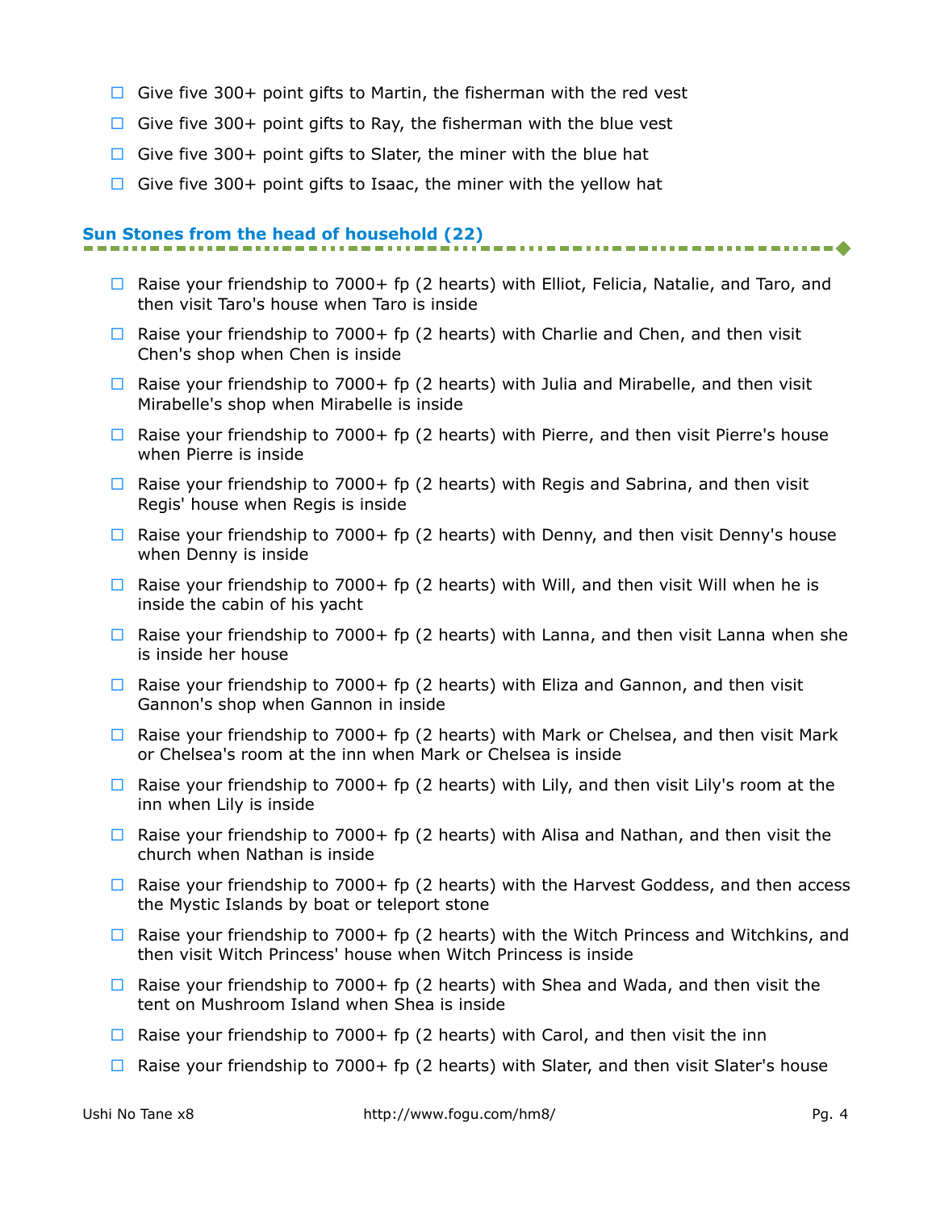- ☐ Give five 300+ point gifts to Martin, the fisherman with the red vest
- ☐ Give five 300+ point gifts to Ray, the fisherman with the blue vest
- ☐ Give five 300+ point gifts to Slater, the miner with the blue hat
- ☐ Give five 300+ point gifts to Isaac, the miner with the yellow hat

## Sun Stones from the head of household (22)

- ☐ Raise your friendship to 7000+ fp (2 hearts) with Elliot, Felicia, Natalie, and Taro, and then visit Taro's house when Taro is inside
- ☐ Raise your friendship to 7000+ fp (2 hearts) with Charlie and Chen, and then visit Chen's shop when Chen is inside
- ☐ Raise your friendship to 7000+ fp (2 hearts) with Julia and Mirabelle, and then visit Mirabelle's shop when Mirabelle is inside
- ☐ Raise your friendship to 7000+ fp (2 hearts) with Pierre, and then visit Pierre's house when Pierre is inside
- ☐ Raise your friendship to 7000+ fp (2 hearts) with Regis and Sabrina, and then visit Regis' house when Regis is inside
- ☐ Raise your friendship to 7000+ fp (2 hearts) with Denny, and then visit Denny's house when Denny is inside
- ☐ Raise your friendship to 7000+ fp (2 hearts) with Will, and then visit Will when he is inside the cabin of his yacht
- ☐ Raise your friendship to 7000+ fp (2 hearts) with Lanna, and then visit Lanna when she is inside her house
- ☐ Raise your friendship to 7000+ fp (2 hearts) with Eliza and Gannon, and then visit Gannon's shop when Gannon in inside
- ☐ Raise your friendship to 7000+ fp (2 hearts) with Mark or Chelsea, and then visit Mark or Chelsea's room at the inn when Mark or Chelsea is inside
- ☐ Raise your friendship to 7000+ fp (2 hearts) with Lily, and then visit Lily's room at the inn when Lily is inside
- ☐ Raise your friendship to 7000+ fp (2 hearts) with Alisa and Nathan, and then visit the church when Nathan is inside
- ☐ Raise your friendship to 7000+ fp (2 hearts) with the Harvest Goddess, and then access the Mystic Islands by boat or teleport stone
- ☐ Raise your friendship to 7000+ fp (2 hearts) with the Witch Princess and Witchkins, and then visit Witch Princess' house when Witch Princess is inside
- ☐ Raise your friendship to 7000+ fp (2 hearts) with Shea and Wada, and then visit the tent on Mushroom Island when Shea is inside
- ☐ Raise your friendship to 7000+ fp (2 hearts) with Carol, and then visit the inn
- ☐ Raise your friendship to 7000+ fp (2 hearts) with Slater, and then visit Slater's house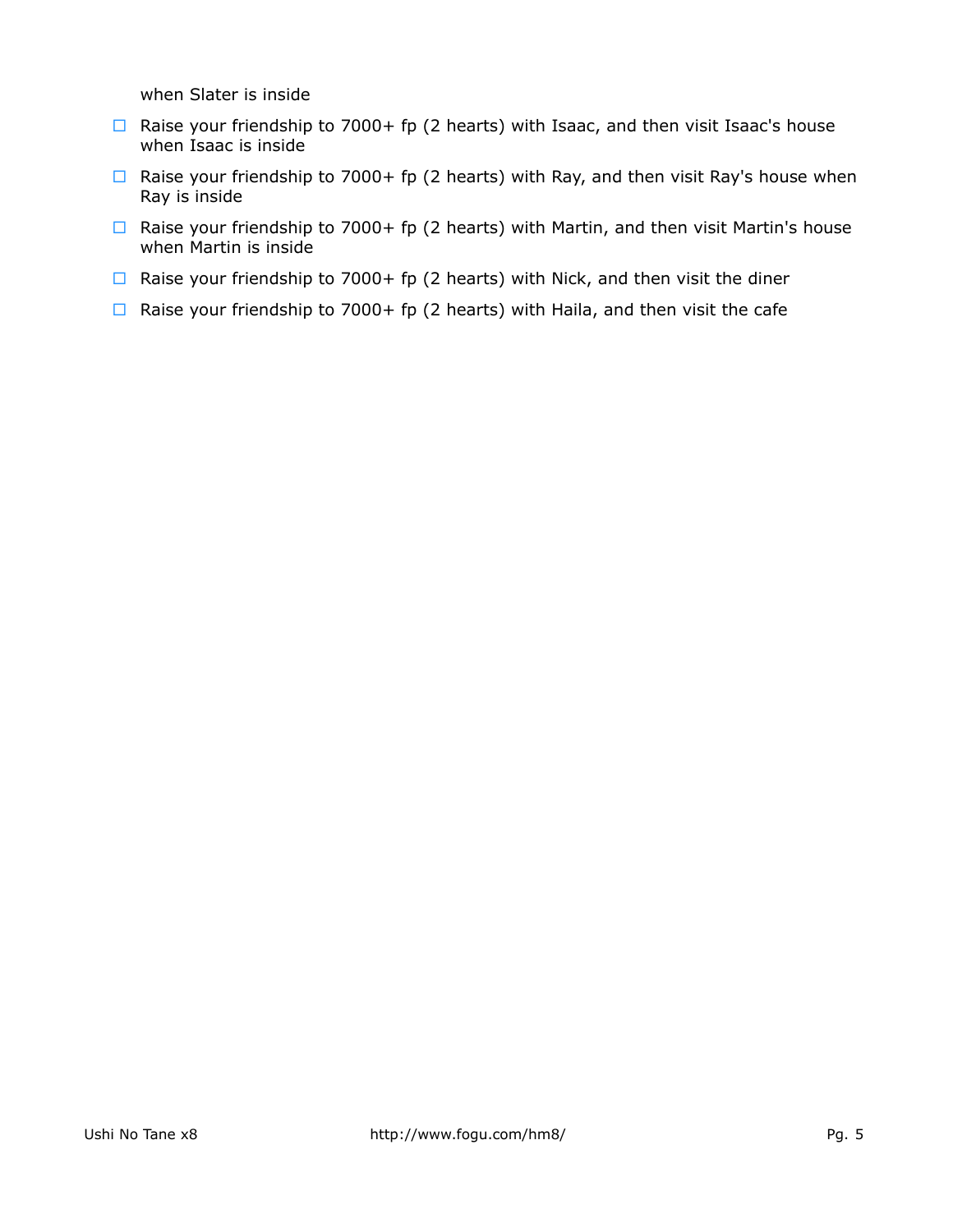when Slater is inside

- ☐ Raise your friendship to 7000+ fp (2 hearts) with Isaac, and then visit Isaac's house when Isaac is inside
- ☐ Raise your friendship to 7000+ fp (2 hearts) with Ray, and then visit Ray's house when Ray is inside
- ☐ Raise your friendship to 7000+ fp (2 hearts) with Martin, and then visit Martin's house when Martin is inside
- ☐ Raise your friendship to 7000+ fp (2 hearts) with Nick, and then visit the diner
- ☐ Raise your friendship to 7000+ fp (2 hearts) with Haila, and then visit the cafe